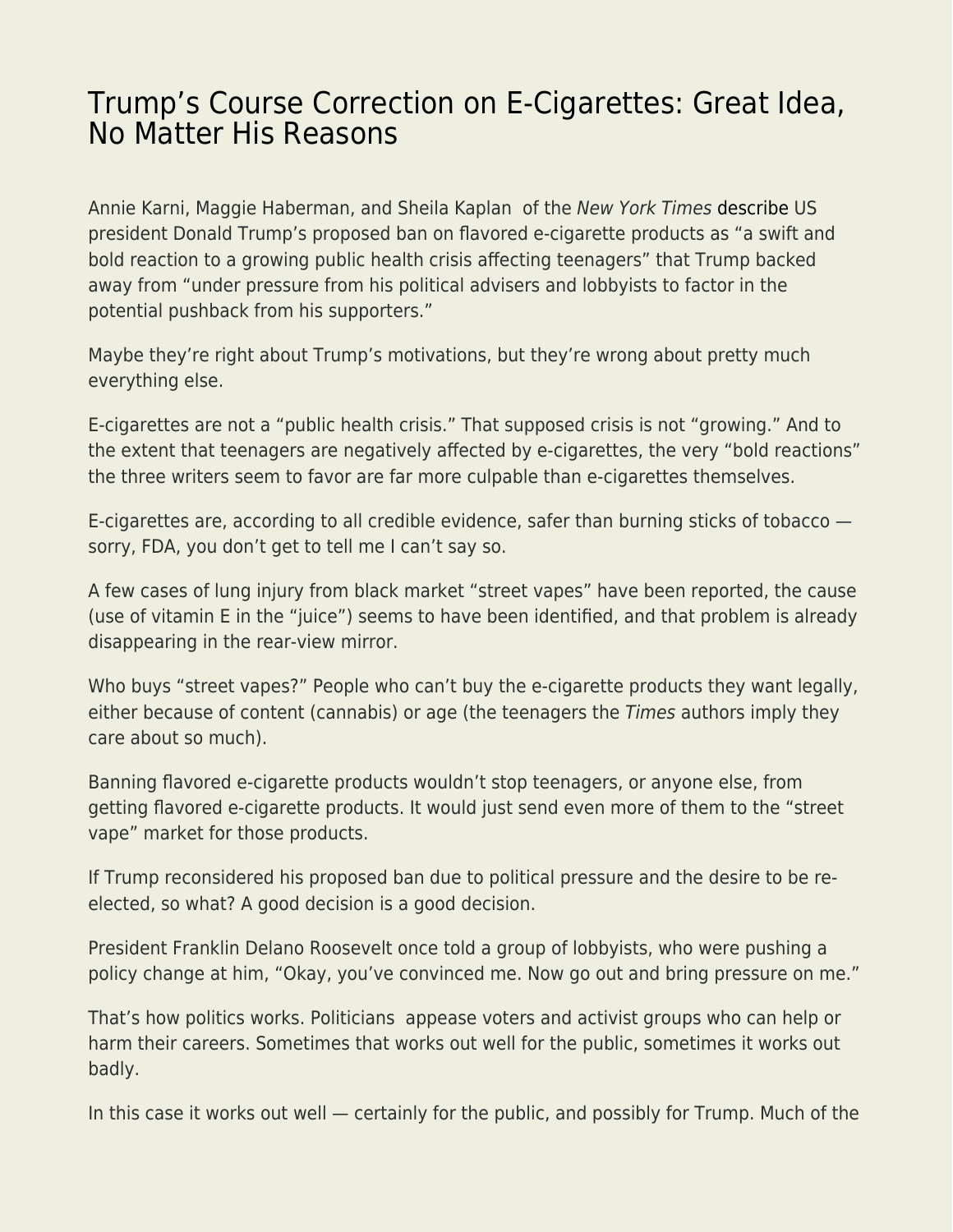# Trump's Course Correction on E-Cigarettes: Great Idea, No Matter His Reasons

Annie Karni, Maggie Haberman, and Sheila Kaplan of the *New York Times* describe US president Donald Trump's proposed ban on flavored e-cigarette products as "a swift and bold reaction to a growing public health crisis affecting teenagers" that Trump backed away from "under pressure from his political advisers and lobbyists to factor in the potential pushback from his supporters."

Maybe they're right about Trump's motivations, but they're wrong about pretty much everything else.

E-cigarettes are not a "public health crisis." That supposed crisis is not "growing." And to the extent that teenagers are negatively affected by e-cigarettes, the very "bold reactions" the three writers seem to favor are far more culpable than e-cigarettes themselves.

E-cigarettes are, according to all credible evidence, safer than burning sticks of tobacco — sorry, FDA, you don't get to tell me I can't say so.

A few cases of lung injury from black market "street vapes" have been reported, the cause (use of vitamin E in the "juice") seems to have been identified, and that problem is already disappearing in the rear-view mirror.

Who buys "street vapes?" People who can't buy the e-cigarette products they want legally, either because of content (cannabis) or age (the teenagers the *Times* authors imply they care about so much).

Banning flavored e-cigarette products wouldn't stop teenagers, or anyone else, from getting flavored e-cigarette products. It would just send even more of them to the "street vape" market for those products.

If Trump reconsidered his proposed ban due to political pressure and the desire to be re-elected, so what? A good decision is a good decision.

President Franklin Delano Roosevelt once told a group of lobbyists, who were pushing a policy change at him, "Okay, you've convinced me. Now go out and bring pressure on me."

That's how politics works. Politicians appease voters and activist groups who can help or harm their careers. Sometimes that works out well for the public, sometimes it works out badly.

In this case it works out well — certainly for the public, and possibly for Trump. Much of the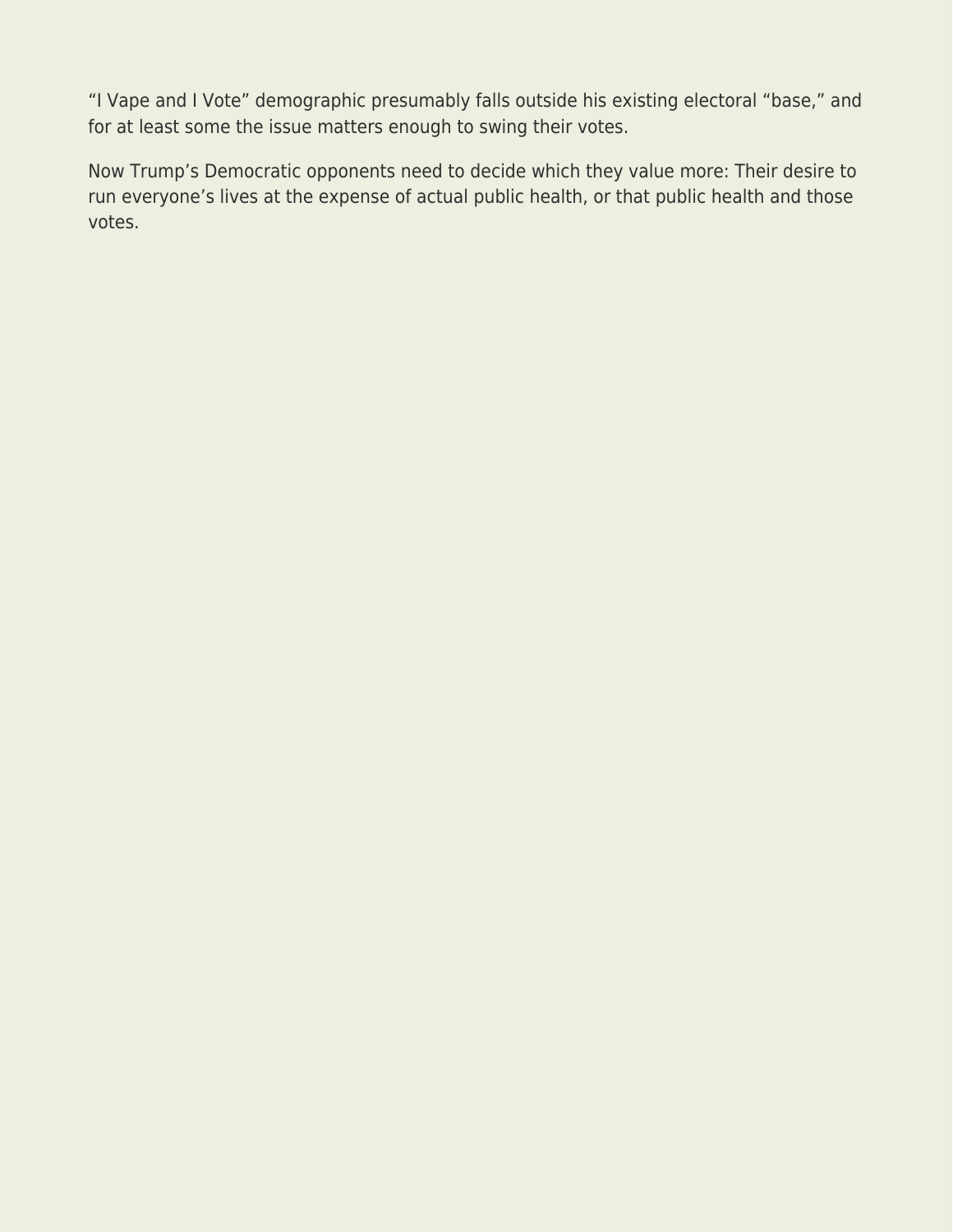"I Vape and I Vote" demographic presumably falls outside his existing electoral "base," and for at least some the issue matters enough to swing their votes.

Now Trump's Democratic opponents need to decide which they value more: Their desire to run everyone's lives at the expense of actual public health, or that public health and those votes.